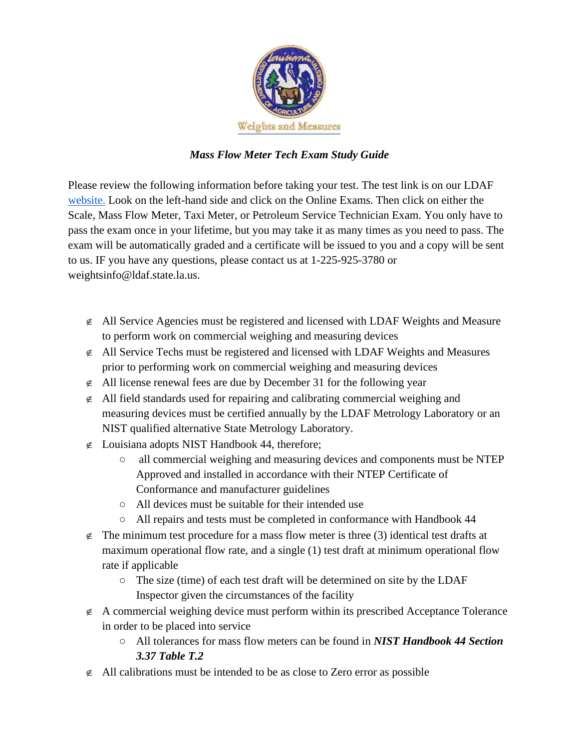Weights and Measures

*Mass Flow Meter Tech Exam Study Guide*

Please review the following information before taking your test. The test link is on our LDAF [website.](website.) Look on the left-hand side and click on the Online Exams. Then click on either the Scale, Mass Flow Meter, Taxi Meter, or Petroleum Service Technician Exam. You only have to pass the exam once in your lifetime, but you may take it as many times as you need to pass. The exam will be automatically graded and a certificate will be issued to you and a copy will be sent to us. IF you have any questions, please contact us at 1-225-925-3780 or weightsinfo@ldaf.state.la.us.

- All Service Agencies must be registered and licensed with LDAF Weights and Measure to perform work on commercial weighing and measuring devices
- All Service Techs must be registered and licensed with LDAF Weights and Measures prior to performing work on commercial weighing and measuring devices
- All license renewal fees are due by December 31 for the following year
- All field standards used for repairing and calibrating commercial weighing and measuring devices must be certified annually by the LDAF Metrology Laboratory or an NIST qualified alternative State Metrology Laboratory.
- Louisiana adopts NIST Handbook 44, therefore;
  - all commercial weighing and measuring devices and components must be NTEP Approved and installed in accordance with their NTEP Certificate of Conformance and manufacturer guidelines
  - All devices must be suitable for their intended use
  - All repairs and tests must be completed in conformance with Handbook 44
- The minimum test procedure for a mass flow meter is three (3) identical test drafts at maximum operational flow rate, and a single (1) test draft at minimum operational flow rate if applicable
  - The size (time) of each test draft will be determined on site by the LDAF Inspector given the circumstances of the facility
- A commercial weighing device must perform within its prescribed Acceptance Tolerance in order to be placed into service
  - All tolerances for mass flow meters can be found in ***NIST Handbook 44 Section 3.37 Table T.2***
- All calibrations must be intended to be as close to Zero error as possible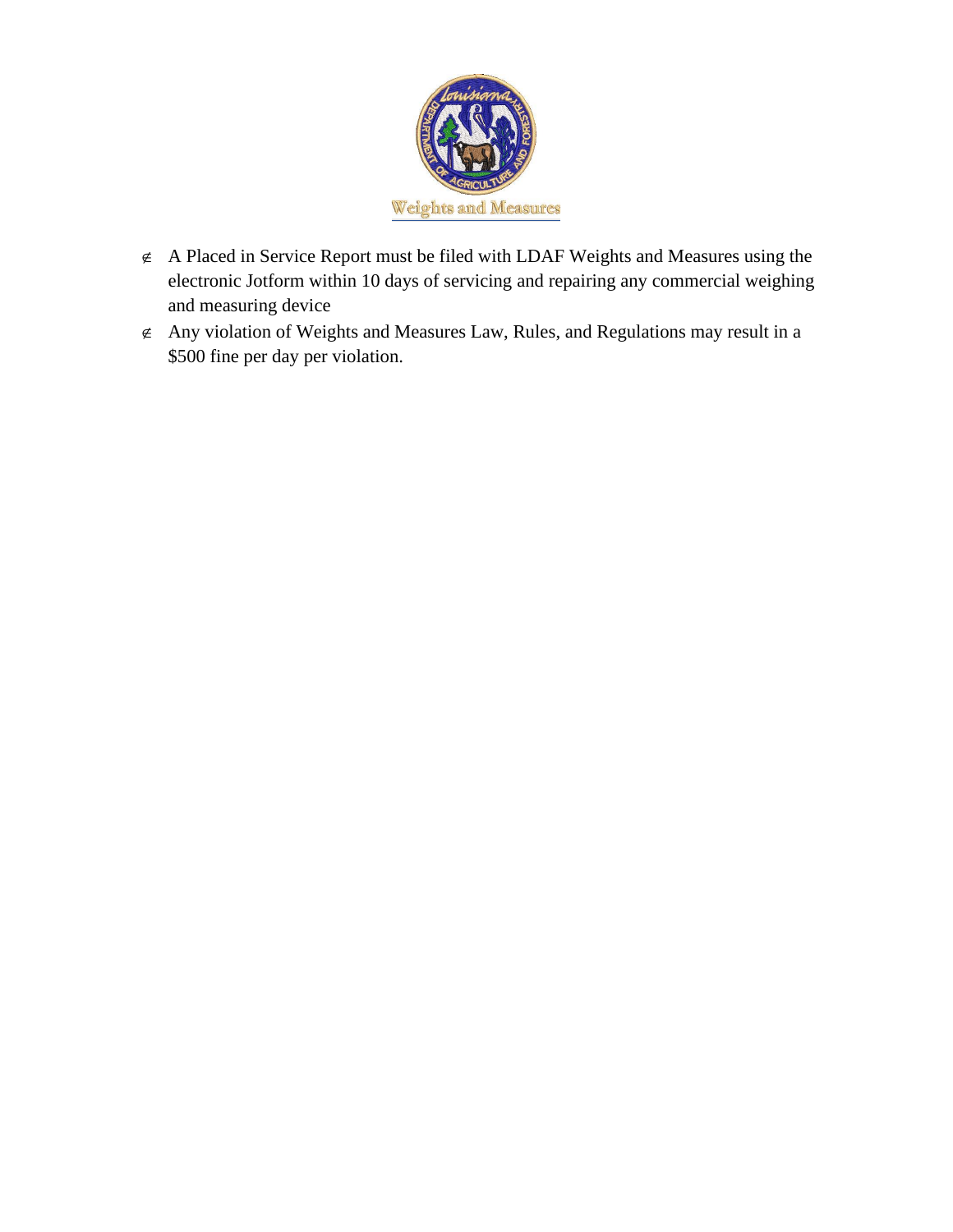Weights and Measures

- A Placed in Service Report must be filed with LDAF Weights and Measures using the electronic Jotform within 10 days of servicing and repairing any commercial weighing and measuring device
- Any violation of Weights and Measures Law, Rules, and Regulations may result in a $500 fine per day per violation.